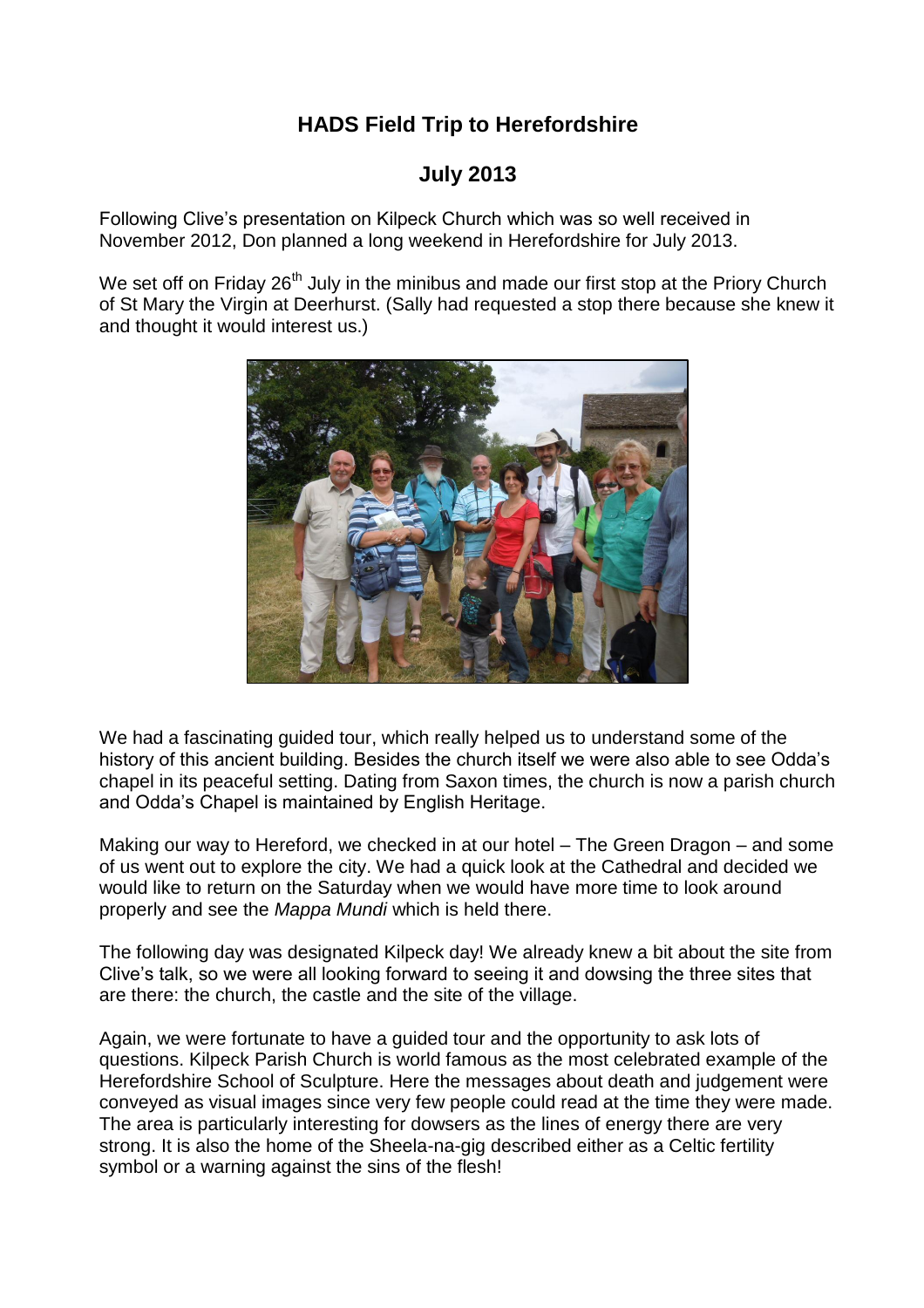# HADS Field Trip to Herefordshire

## July 2013

Following Clive's presentation on Kilpeck Church which was so well received in November 2012, Don planned a long weekend in Herefordshire for July 2013.

We set off on Friday 26th July in the minibus and made our first stop at the Priory Church of St Mary the Virgin at Deerhurst. (Sally had requested a stop there because she knew it and thought it would interest us.)

We had a fascinating guided tour, which really helped us to understand some of the history of this ancient building. Besides the church itself we were also able to see Odda's chapel in its peaceful setting. Dating from Saxon times, the church is now a parish church and Odda's Chapel is maintained by English Heritage.

Making our way to Hereford, we checked in at our hotel – The Green Dragon – and some of us went out to explore the city. We had a quick look at the Cathedral and decided we would like to return on the Saturday when we would have more time to look around properly and see the *Mappa Mundi* which is held there.

The following day was designated Kilpeck day! We already knew a bit about the site from Clive's talk, so we were all looking forward to seeing it and dowsing the three sites that are there: the church, the castle and the site of the village.

Again, we were fortunate to have a guided tour and the opportunity to ask lots of questions. Kilpeck Parish Church is world famous as the most celebrated example of the Herefordshire School of Sculpture. Here the messages about death and judgement were conveyed as visual images since very few people could read at the time they were made. The area is particularly interesting for dowsers as the lines of energy there are very strong. It is also the home of the Sheela-na-gig described either as a Celtic fertility symbol or a warning against the sins of the flesh!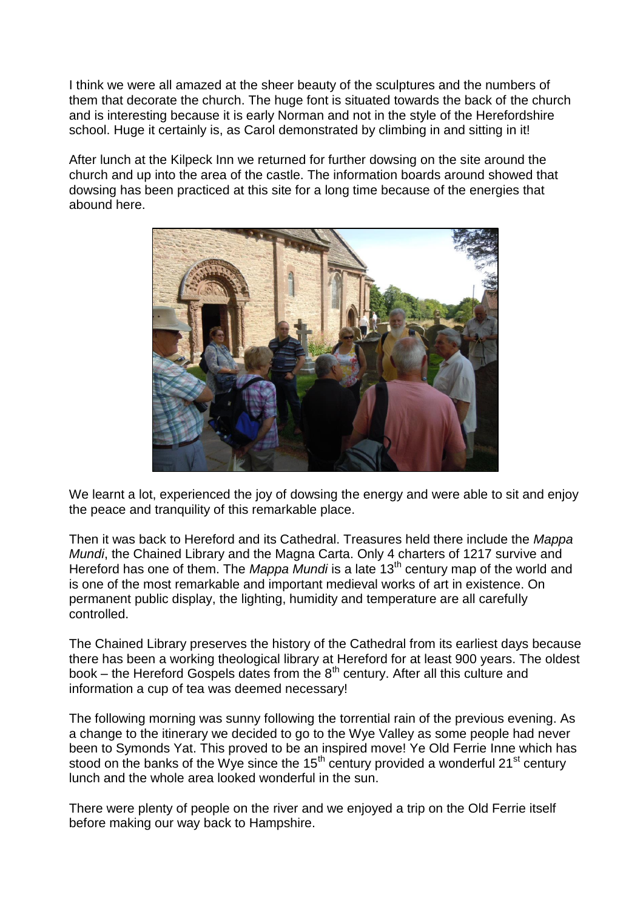I think we were all amazed at the sheer beauty of the sculptures and the numbers of them that decorate the church. The huge font is situated towards the back of the church and is interesting because it is early Norman and not in the style of the Herefordshire school. Huge it certainly is, as Carol demonstrated by climbing in and sitting in it!

After lunch at the Kilpeck Inn we returned for further dowsing on the site around the church and up into the area of the castle. The information boards around showed that dowsing has been practiced at this site for a long time because of the energies that abound here.

We learnt a lot, experienced the joy of dowsing the energy and were able to sit and enjoy the peace and tranquility of this remarkable place.

Then it was back to Hereford and its Cathedral. Treasures held there include the *Mappa Mundi*, the Chained Library and the Magna Carta. Only 4 charters of 1217 survive and Hereford has one of them. The *Mappa Mundi* is a late 13th century map of the world and is one of the most remarkable and important medieval works of art in existence. On permanent public display, the lighting, humidity and temperature are all carefully controlled.

The Chained Library preserves the history of the Cathedral from its earliest days because there has been a working theological library at Hereford for at least 900 years. The oldest book – the Hereford Gospels dates from the 8th century. After all this culture and information a cup of tea was deemed necessary!

The following morning was sunny following the torrential rain of the previous evening. As a change to the itinerary we decided to go to the Wye Valley as some people had never been to Symonds Yat. This proved to be an inspired move! Ye Old Ferrie Inne which has stood on the banks of the Wye since the 15th century provided a wonderful 21st century lunch and the whole area looked wonderful in the sun.

There were plenty of people on the river and we enjoyed a trip on the Old Ferrie itself before making our way back to Hampshire.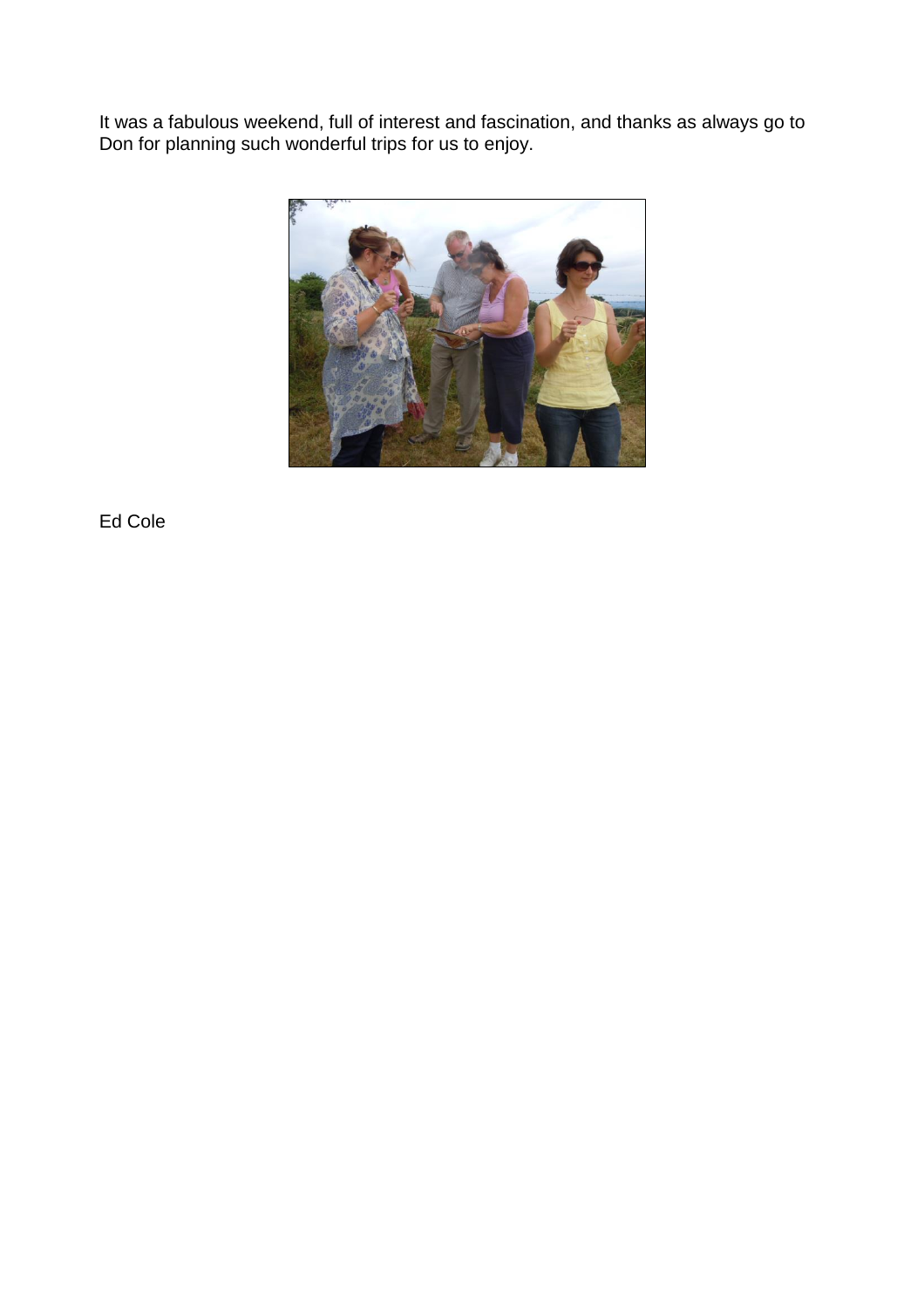It was a fabulous weekend, full of interest and fascination, and thanks as always go to Don for planning such wonderful trips for us to enjoy.

Ed Cole